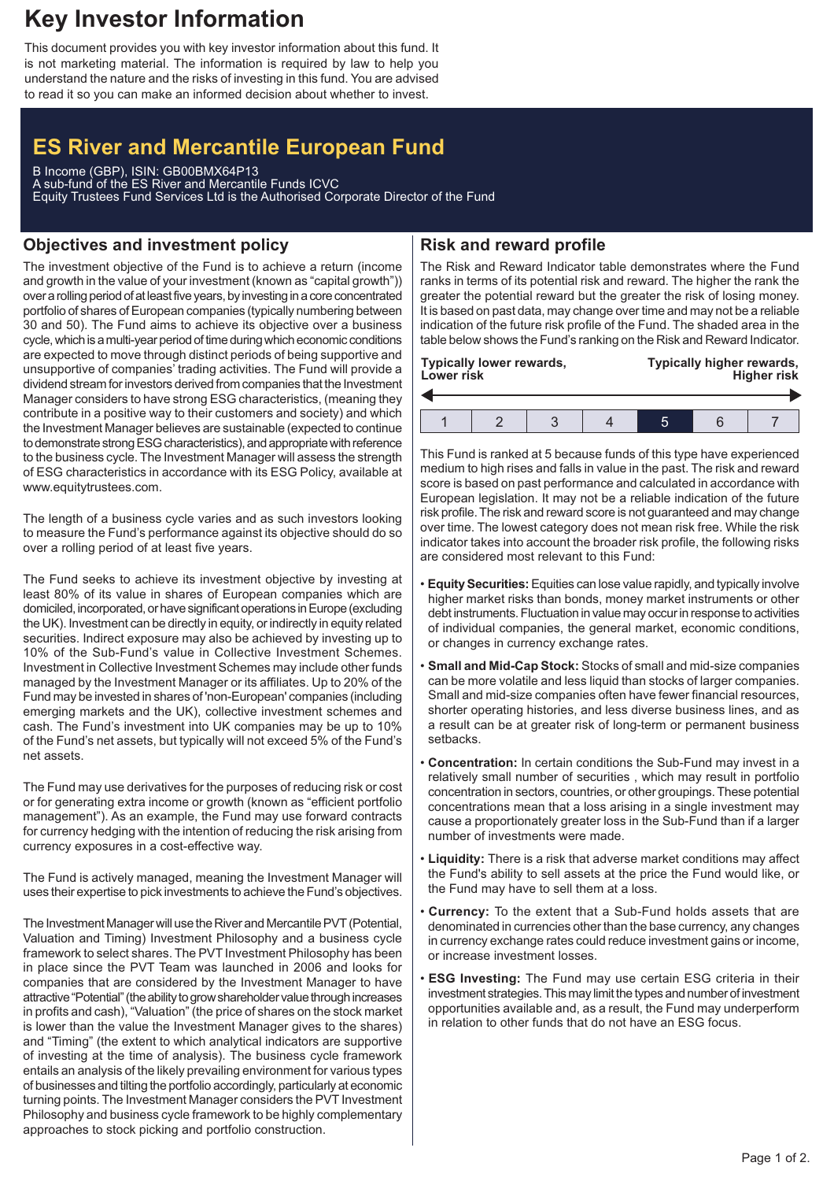# Key Investor Information

This document provides you with key investor information about this fund. It is not marketing material. The information is required by law to help you understand the nature and the risks of investing in this fund. You are advised to read it so you can make an informed decision about whether to invest.

## ES River and Mercantile European Fund

B Income (GBP), ISIN: GB00BMX64P13
A sub-fund of the ES River and Mercantile Funds ICVC
Equity Trustees Fund Services Ltd is the Authorised Corporate Director of the Fund

## Objectives and investment policy

The investment objective of the Fund is to achieve a return (income and growth in the value of your investment (known as "capital growth")) over a rolling period of at least five years, by investing in a core concentrated portfolio of shares of European companies (typically numbering between 30 and 50). The Fund aims to achieve its objective over a business cycle, which is a multi-year period of time during which economic conditions are expected to move through distinct periods of being supportive and unsupportive of companies' trading activities. The Fund will provide a dividend stream for investors derived from companies that the Investment Manager considers to have strong ESG characteristics, (meaning they contribute in a positive way to their customers and society) and which the Investment Manager believes are sustainable (expected to continue to demonstrate strong ESG characteristics), and appropriate with reference to the business cycle. The Investment Manager will assess the strength of ESG characteristics in accordance with its ESG Policy, available at www.equitytrustees.com.

The length of a business cycle varies and as such investors looking to measure the Fund's performance against its objective should do so over a rolling period of at least five years.

The Fund seeks to achieve its investment objective by investing at least 80% of its value in shares of European companies which are domiciled, incorporated, or have significant operations in Europe (excluding the UK). Investment can be directly in equity, or indirectly in equity related securities. Indirect exposure may also be achieved by investing up to 10% of the Sub-Fund's value in Collective Investment Schemes. Investment in Collective Investment Schemes may include other funds managed by the Investment Manager or its affiliates. Up to 20% of the Fund may be invested in shares of 'non-European' companies (including emerging markets and the UK), collective investment schemes and cash. The Fund's investment into UK companies may be up to 10% of the Fund's net assets, but typically will not exceed 5% of the Fund's net assets.

The Fund may use derivatives for the purposes of reducing risk or cost or for generating extra income or growth (known as "efficient portfolio management"). As an example, the Fund may use forward contracts for currency hedging with the intention of reducing the risk arising from currency exposures in a cost-effective way.

The Fund is actively managed, meaning the Investment Manager will uses their expertise to pick investments to achieve the Fund's objectives.

The Investment Manager will use the River and Mercantile PVT (Potential, Valuation and Timing) Investment Philosophy and a business cycle framework to select shares. The PVT Investment Philosophy has been in place since the PVT Team was launched in 2006 and looks for companies that are considered by the Investment Manager to have attractive "Potential" (the ability to grow shareholder value through increases in profits and cash), "Valuation" (the price of shares on the stock market is lower than the value the Investment Manager gives to the shares) and "Timing" (the extent to which analytical indicators are supportive of investing at the time of analysis). The business cycle framework entails an analysis of the likely prevailing environment for various types of businesses and tilting the portfolio accordingly, particularly at economic turning points. The Investment Manager considers the PVT Investment Philosophy and business cycle framework to be highly complementary approaches to stock picking and portfolio construction.

## Risk and reward profile

The Risk and Reward Indicator table demonstrates where the Fund ranks in terms of its potential risk and reward. The higher the rank the greater the potential reward but the greater the risk of losing money. It is based on past data, may change over time and may not be a reliable indication of the future risk profile of the Fund. The shaded area in the table below shows the Fund's ranking on the Risk and Reward Indicator.

**Typically lower rewards, Lower risk** ← → **Typically higher rewards, Higher risk**

| 1 | 2 | 3 | 4 | **5** | 6 | 7 |
|---|---|---|---|---|---|---|

This Fund is ranked at 5 because funds of this type have experienced medium to high rises and falls in value in the past. The risk and reward score is based on past performance and calculated in accordance with European legislation. It may not be a reliable indication of the future risk profile. The risk and reward score is not guaranteed and may change over time. The lowest category does not mean risk free. While the risk indicator takes into account the broader risk profile, the following risks are considered most relevant to this Fund:

- **Equity Securities:** Equities can lose value rapidly, and typically involve higher market risks than bonds, money market instruments or other debt instruments. Fluctuation in value may occur in response to activities of individual companies, the general market, economic conditions, or changes in currency exchange rates.
- **Small and Mid-Cap Stock:** Stocks of small and mid-size companies can be more volatile and less liquid than stocks of larger companies. Small and mid-size companies often have fewer financial resources, shorter operating histories, and less diverse business lines, and as a result can be at greater risk of long-term or permanent business setbacks.
- **Concentration:** In certain conditions the Sub-Fund may invest in a relatively small number of securities , which may result in portfolio concentration in sectors, countries, or other groupings. These potential concentrations mean that a loss arising in a single investment may cause a proportionately greater loss in the Sub-Fund than if a larger number of investments were made.
- **Liquidity:** There is a risk that adverse market conditions may affect the Fund's ability to sell assets at the price the Fund would like, or the Fund may have to sell them at a loss.
- **Currency:** To the extent that a Sub-Fund holds assets that are denominated in currencies other than the base currency, any changes in currency exchange rates could reduce investment gains or income, or increase investment losses.
- **ESG Investing:** The Fund may use certain ESG criteria in their investment strategies. This may limit the types and number of investment opportunities available and, as a result, the Fund may underperform in relation to other funds that do not have an ESG focus.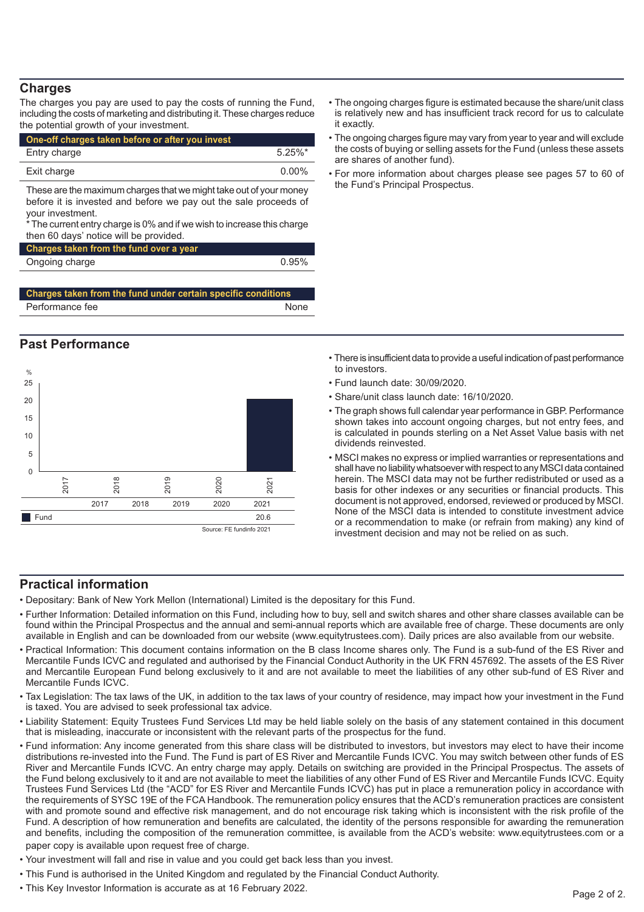## Charges

The charges you pay are used to pay the costs of running the Fund, including the costs of marketing and distributing it. These charges reduce the potential growth of your investment.

| One-off charges taken before or after you invest | |
|---|---|
| Entry charge | 5.25%* |
| Exit charge | 0.00% |

These are the maximum charges that we might take out of your money before it is invested and before we pay out the sale proceeds of your investment.
* The current entry charge is 0% and if we wish to increase this charge then 60 days' notice will be provided.

| Charges taken from the fund over a year | |
|---|---|
| Ongoing charge | 0.95% |

| Charges taken from the fund under certain specific conditions | |
|---|---|
| Performance fee | None |

- The ongoing charges figure is estimated because the share/unit class is relatively new and has insufficient track record for us to calculate it exactly.
- The ongoing charges figure may vary from year to year and will exclude the costs of buying or selling assets for the Fund (unless these assets are shares of another fund).
- For more information about charges please see pages 57 to 60 of the Fund's Principal Prospectus.

## Past Performance

%
25
20
15
10
5
0
2017 2018 2019 2020 2021

2017 2018 2019 2020 2021
Fund 20.6

Source: FE fundinfo 2021

- There is insufficient data to provide a useful indication of past performance to investors.
- Fund launch date: 30/09/2020.
- Share/unit class launch date: 16/10/2020.
- The graph shows full calendar year performance in GBP. Performance shown takes into account ongoing charges, but not entry fees, and is calculated in pounds sterling on a Net Asset Value basis with net dividends reinvested.
- MSCI makes no express or implied warranties or representations and shall have no liability whatsoever with respect to any MSCI data contained herein. The MSCI data may not be further redistributed or used as a basis for other indexes or any securities or financial products. This document is not approved, endorsed, reviewed or produced by MSCI. None of the MSCI data is intended to constitute investment advice or a recommendation to make (or refrain from making) any kind of investment decision and may not be relied on as such.

## Practical information

- Depositary: Bank of New York Mellon (International) Limited is the depositary for this Fund.
- Further Information: Detailed information on this Fund, including how to buy, sell and switch shares and other share classes available can be found within the Principal Prospectus and the annual and semi-annual reports which are available free of charge. These documents are only available in English and can be downloaded from our website (www.equitytrustees.com). Daily prices are also available from our website.
- Practical Information: This document contains information on the B class Income shares only. The Fund is a sub-fund of the ES River and Mercantile Funds ICVC and regulated and authorised by the Financial Conduct Authority in the UK FRN 457692. The assets of the ES River and Mercantile European Fund belong exclusively to it and are not available to meet the liabilities of any other sub-fund of ES River and Mercantile Funds ICVC.
- Tax Legislation: The tax laws of the UK, in addition to the tax laws of your country of residence, may impact how your investment in the Fund is taxed. You are advised to seek professional tax advice.
- Liability Statement: Equity Trustees Fund Services Ltd may be held liable solely on the basis of any statement contained in this document that is misleading, inaccurate or inconsistent with the relevant parts of the prospectus for the fund.
- Fund information: Any income generated from this share class will be distributed to investors, but investors may elect to have their income distributions re-invested into the Fund. The Fund is part of ES River and Mercantile Funds ICVC. You may switch between other funds of ES River and Mercantile Funds ICVC. An entry charge may apply. Details on switching are provided in the Principal Prospectus. The assets of the Fund belong exclusively to it and are not available to meet the liabilities of any other Fund of ES River and Mercantile Funds ICVC. Equity Trustees Fund Services Ltd (the "ACD" for ES River and Mercantile Funds ICVC) has put in place a remuneration policy in accordance with the requirements of SYSC 19E of the FCA Handbook. The remuneration policy ensures that the ACD's remuneration practices are consistent with and promote sound and effective risk management, and do not encourage risk taking which is inconsistent with the risk profile of the Fund. A description of how remuneration and benefits are calculated, the identity of the persons responsible for awarding the remuneration and benefits, including the composition of the remuneration committee, is available from the ACD's website: www.equitytrustees.com or a paper copy is available upon request free of charge.
- Your investment will fall and rise in value and you could get back less than you invest.
- This Fund is authorised in the United Kingdom and regulated by the Financial Conduct Authority.
- This Key Investor Information is accurate as at 16 February 2022.